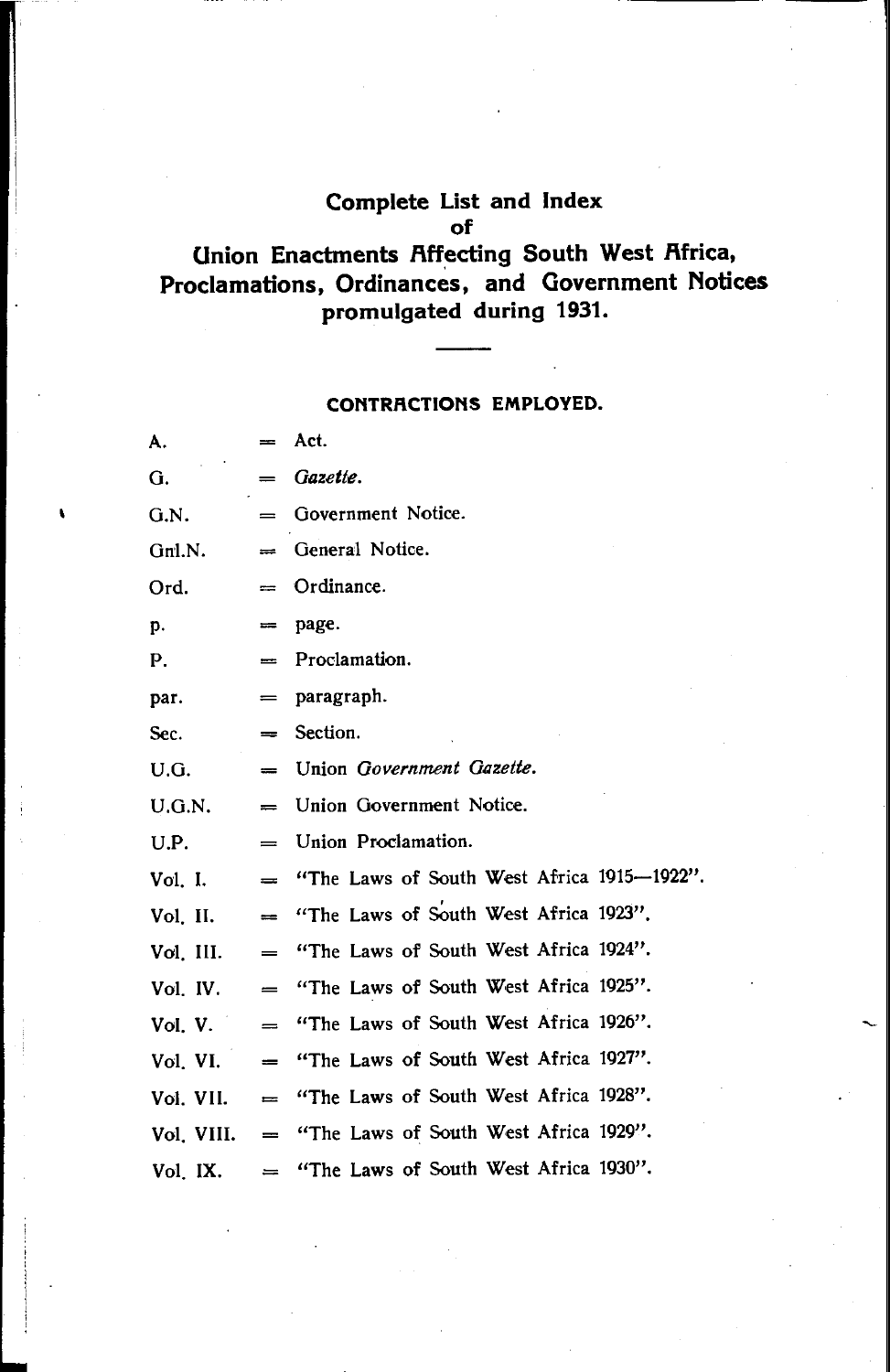# Complete List and Index of Union Enactments Affecting South West Africa, Proclamations, Ordinances, and Government Notices promulgated during 1931.

## CONTRACTIONS EMPLOYED.

| | | |
|---|---|---|
| A. | = | Act. |
| G. | = | *Gazette.* |
| G.N. | = | Government Notice. |
| Gnl.N. | = | General Notice. |
| Ord. | = | Ordinance. |
| p. | = | page. |
| P. | = | Proclamation. |
| par. | = | paragraph. |
| Sec. | = | Section. |
| U.G. | = | Union *Government Gazette.* |
| U.G.N. | = | Union Government Notice. |
| U.P. | = | Union Proclamation. |
| Vol. I. | = | "The Laws of South West Africa 1915—1922". |
| Vol. II. | = | "The Laws of South West Africa 1923". |
| Vol. III. | = | "The Laws of South West Africa 1924". |
| Vol. IV. | = | "The Laws of South West Africa 1925". |
| Vol. V. | = | "The Laws of South West Africa 1926". |
| Vol. VI. | = | "The Laws of South West Africa 1927". |
| Vol. VII. | = | "The Laws of South West Africa 1928". |
| Vol. VIII. | = | "The Laws of South West Africa 1929". |
| Vol. IX. | = | "The Laws of South West Africa 1930". |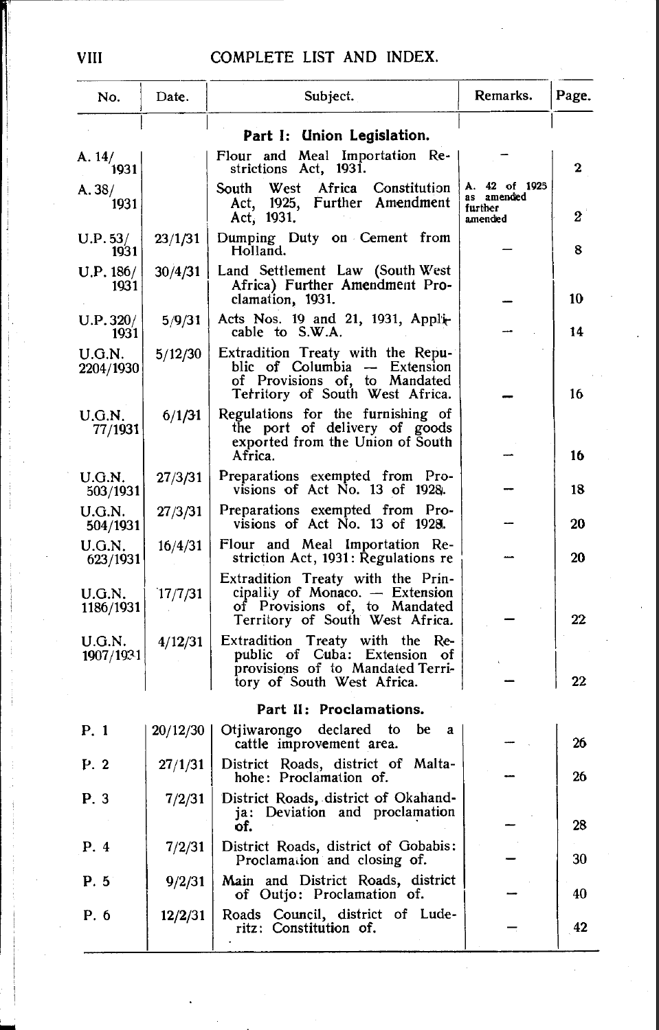## COMPLETE LIST AND INDEX.

| No. | Date. | Subject. | Remarks. | Page. |
|---|---|---|---|---|
| | | **Part I: Union Legislation.** | | |
| A. 14/1931 | | Flour and Meal Importation Restrictions Act, 1931. | — | 2 |
| A. 38/1931 | | South West Africa Constitution Act, 1925, Further Amendment Act, 1931. | A. 42 of 1925 as amended further amended | 2 |
| U.P. 53/1931 | 23/1/31 | Dumping Duty on Cement from Holland. | — | 8 |
| U.P. 186/1931 | 30/4/31 | Land Settlement Law (South West Africa) Further Amendment Proclamation, 1931. | — | 10 |
| U.P. 320/1931 | 5/9/31 | Acts Nos. 19 and 21, 1931, Applicable to S.W.A. | — | 14 |
| U.G.N. 2204/1930 | 5/12/30 | Extradition Treaty with the Republic of Columbia — Extension of Provisions of, to Mandated Territory of South West Africa. | — | 16 |
| U.G.N. 77/1931 | 6/1/31 | Regulations for the furnishing of the port of delivery of goods exported from the Union of South Africa. | — | 16 |
| U.G.N. 503/1931 | 27/3/31 | Preparations exempted from Provisions of Act No. 13 of 1928. | — | 18 |
| U.G.N. 504/1931 | 27/3/31 | Preparations exempted from Provisions of Act No. 13 of 1928. | — | 20 |
| U.G.N. 623/1931 | 16/4/31 | Flour and Meal Importation Restriction Act, 1931: Regulations re | — | 20 |
| U.G.N. 1186/1931 | 17/7/31 | Extradition Treaty with the Principality of Monaco. — Extension of Provisions of, to Mandated Territory of South West Africa. | — | 22 |
| U.G.N. 1907/1931 | 4/12/31 | Extradition Treaty with the Republic of Cuba: Extension of provisions of to Mandated Territory of South West Africa. | — | 22 |
| | | **Part II: Proclamations.** | | |
| P. 1 | 20/12/30 | Otjiwarongo declared to be a cattle improvement area. | — | 26 |
| P. 2 | 27/1/31 | District Roads, district of Maltahohe: Proclamation of. | — | 26 |
| P. 3 | 7/2/31 | District Roads, district of Okahandja: Deviation and proclamation of. | — | 28 |
| P. 4 | 7/2/31 | District Roads, district of Gobabis: Proclamation and closing of. | — | 30 |
| P. 5 | 9/2/31 | Main and District Roads, district of Outjo: Proclamation of. | — | 40 |
| P. 6 | 12/2/31 | Roads Council, district of Luderitz: Constitution of. | — | 42 |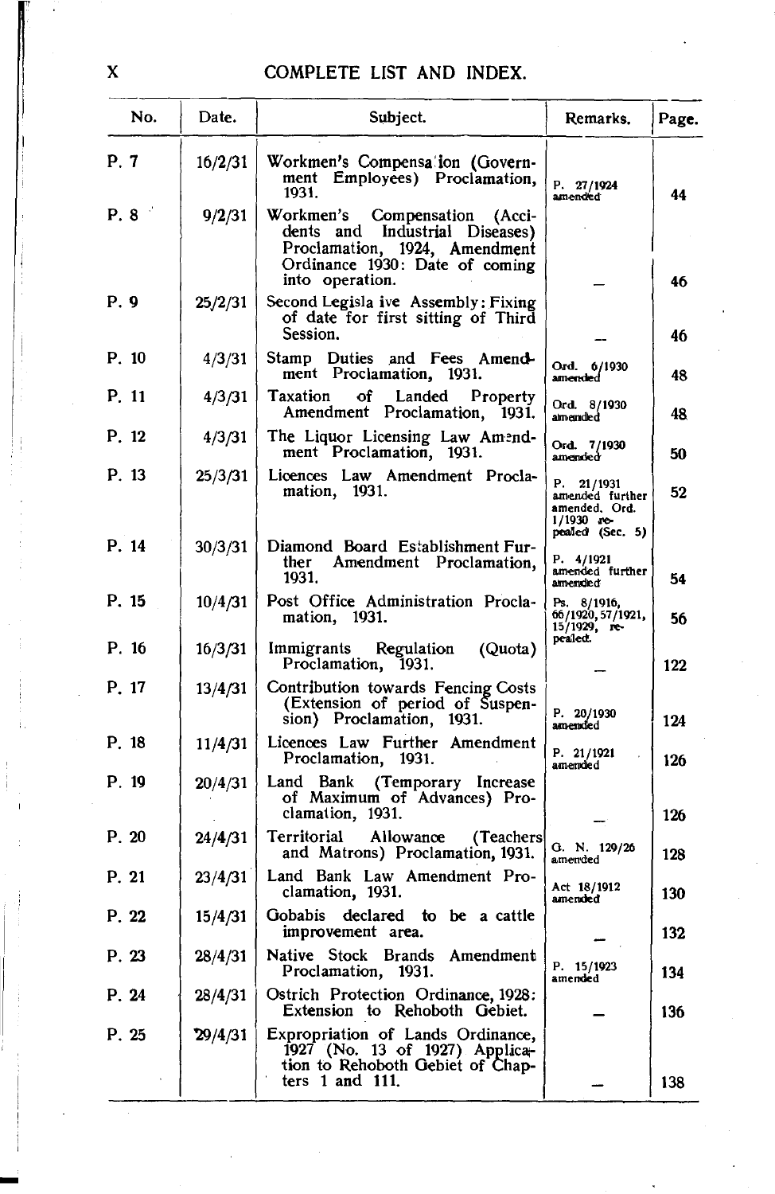## COMPLETE LIST AND INDEX.

| No. | Date. | Subject. | Remarks. | Page. |
|---|---|---|---|---|
| P. 7 | 16/2/31 | Workmen's Compensation (Government Employees) Proclamation, 1931. | P. 27/1924 amended | 44 |
| P. 8 | 9/2/31 | Workmen's Compensation (Accidents and Industrial Diseases) Proclamation, 1924, Amendment Ordinance 1930: Date of coming into operation. | — | 46 |
| P. 9 | 25/2/31 | Second Legislative Assembly: Fixing of date for first sitting of Third Session. | — | 46 |
| P. 10 | 4/3/31 | Stamp Duties and Fees Amendment Proclamation, 1931. | Ord. 6/1930 amended | 48 |
| P. 11 | 4/3/31 | Taxation of Landed Property Amendment Proclamation, 1931. | Ord. 8/1930 amended | 48 |
| P. 12 | 4/3/31 | The Liquor Licensing Law Amendment Proclamation, 1931. | Ord. 7/1930 amended | 50 |
| P. 13 | 25/3/31 | Licences Law Amendment Proclamation, 1931. | P. 21/1931 amended further amended. Ord. 1/1930 repealed (Sec. 5) | 52 |
| P. 14 | 30/3/31 | Diamond Board Establishment Further Amendment Proclamation, 1931. | P. 4/1921 amended further amended | 54 |
| P. 15 | 10/4/31 | Post Office Administration Proclamation, 1931. | Ps. 8/1916, 66/1920, 57/1921, 15/1929, repealed. | 56 |
| P. 16 | 16/3/31 | Immigrants Regulation (Quota) Proclamation, 1931. | — | 122 |
| P. 17 | 13/4/31 | Contribution towards Fencing Costs (Extension of period of Suspension) Proclamation, 1931. | P. 20/1930 amended | 124 |
| P. 18 | 11/4/31 | Licences Law Further Amendment Proclamation, 1931. | P. 21/1921 amended | 126 |
| P. 19 | 20/4/31 | Land Bank (Temporary Increase of Maximum of Advances) Proclamation, 1931. | — | 126 |
| P. 20 | 24/4/31 | Territorial Allowance (Teachers and Matrons) Proclamation, 1931. | G. N. 129/26 amended | 128 |
| P. 21 | 23/4/31 | Land Bank Law Amendment Proclamation, 1931. | Act 18/1912 amended | 130 |
| P. 22 | 15/4/31 | Gobabis declared to be a cattle improvement area. | — | 132 |
| P. 23 | 28/4/31 | Native Stock Brands Amendment Proclamation, 1931. | P. 15/1923 amended | 134 |
| P. 24 | 28/4/31 | Ostrich Protection Ordinance, 1928: Extension to Rehoboth Gebiet. | — | 136 |
| P. 25 | 29/4/31 | Expropriation of Lands Ordinance, 1927 (No. 13 of 1927) Application to Rehoboth Gebiet of Chapters 1 and 111. | — | 138 |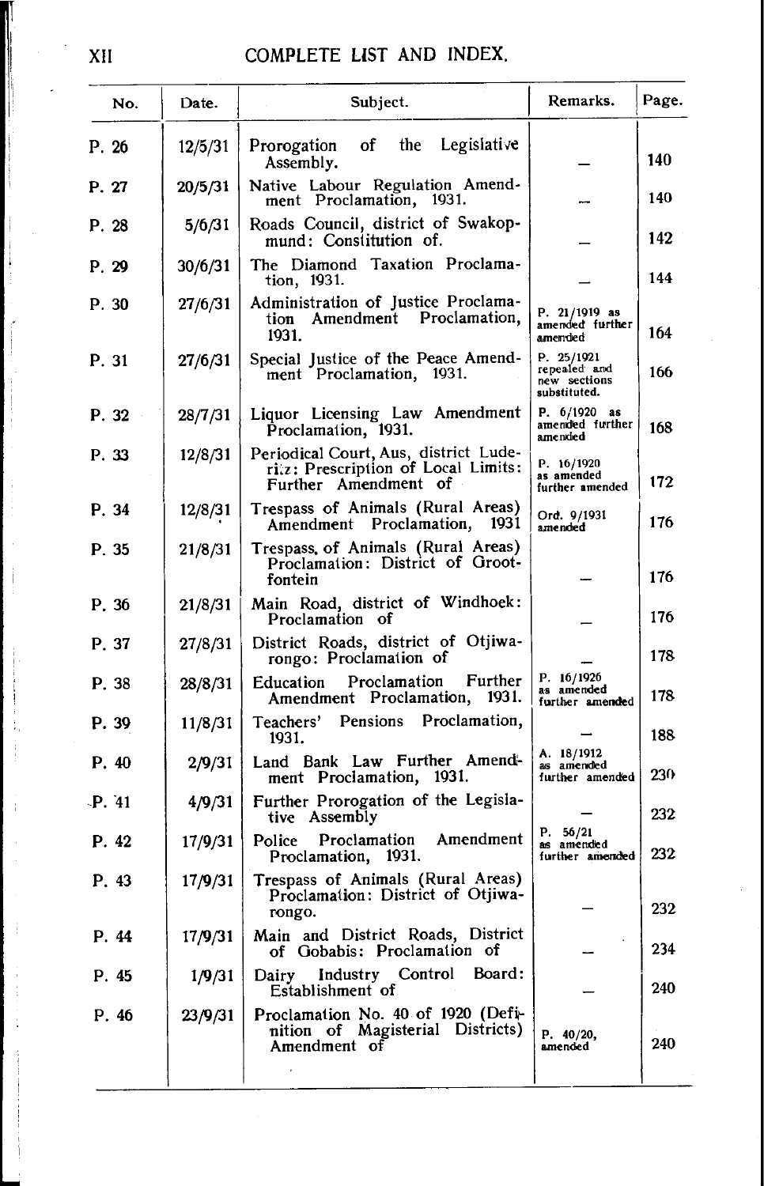## COMPLETE LIST AND INDEX.

| No. | Date. | Subject. | Remarks. | Page. |
|---|---|---|---|---|
| P. 26 | 12/5/31 | Prorogation of the Legislative Assembly. | — | 140 |
| P. 27 | 20/5/31 | Native Labour Regulation Amendment Proclamation, 1931. | — | 140 |
| P. 28 | 5/6/31 | Roads Council, district of Swakopmund: Constitution of. | — | 142 |
| P. 29 | 30/6/31 | The Diamond Taxation Proclamation, 1931. | — | 144 |
| P. 30 | 27/6/31 | Administration of Justice Proclamation Amendment Proclamation, 1931. | P. 21/1919 as amended further amended | 164 |
| P. 31 | 27/6/31 | Special Justice of the Peace Amendment Proclamation, 1931. | P. 25/1921 repealed and new sections substituted. | 166 |
| P. 32 | 28/7/31 | Liquor Licensing Law Amendment Proclamation, 1931. | P. 6/1920 as amended further amended | 168 |
| P. 33 | 12/8/31 | Periodical Court, Aus, district Luderitz: Prescription of Local Limits: Further Amendment of | P. 16/1920 as amended further amended | 172 |
| P. 34 | 12/8/31 | Trespass of Animals (Rural Areas) Amendment Proclamation, 1931 | Ord. 9/1931 amended | 176 |
| P. 35 | 21/8/31 | Trespass of Animals (Rural Areas) Proclamation: District of Grootfontein | — | 176 |
| P. 36 | 21/8/31 | Main Road, district of Windhoek: Proclamation of | — | 176 |
| P. 37 | 27/8/31 | District Roads, district of Otjiwarongo: Proclamation of | — | 178 |
| P. 38 | 28/8/31 | Education Proclamation Further Amendment Proclamation, 1931. | P. 16/1926 as amended further amended | 178 |
| P. 39 | 11/8/31 | Teachers' Pensions Proclamation, 1931. | — | 188 |
| P. 40 | 2/9/31 | Land Bank Law Further Amendment Proclamation, 1931. | A. 18/1912 as amended further amended | 230 |
| P. 41 | 4/9/31 | Further Prorogation of the Legislative Assembly | — | 232 |
| P. 42 | 17/9/31 | Police Proclamation Amendment Proclamation, 1931. | P. 56/21 as amended further amended | 232 |
| P. 43 | 17/9/31 | Trespass of Animals (Rural Areas) Proclamation: District of Otjiwarongo. | — | 232 |
| P. 44 | 17/9/31 | Main and District Roads, District of Gobabis: Proclamation of | — | 234 |
| P. 45 | 1/9/31 | Dairy Industry Control Board: Establishment of | — | 240 |
| P. 46 | 23/9/31 | Proclamation No. 40 of 1920 (Definition of Magisterial Districts) Amendment of | P. 40/20, amended | 240 |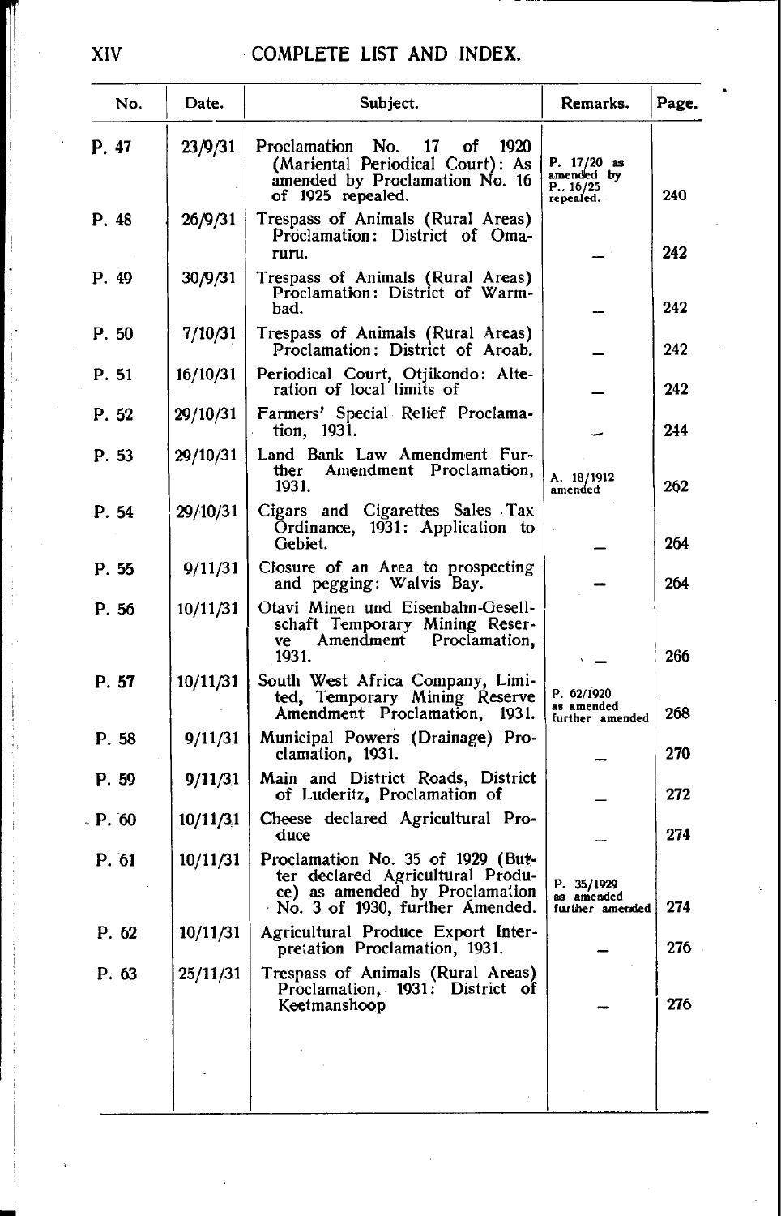# COMPLETE LIST AND INDEX.

| No. | Date. | Subject. | Remarks. | Page. |
|---|---|---|---|---|
| P. 47 | 23/9/31 | Proclamation No. 17 of 1920 (Mariental Periodical Court): As amended by Proclamation No. 16 of 1925 repealed. | P. 17/20 as amended by P.. 16/25 repealed. | 240 |
| P. 48 | 26/9/31 | Trespass of Animals (Rural Areas) Proclamation: District of Omaruru. | — | 242 |
| P. 49 | 30/9/31 | Trespass of Animals (Rural Areas) Proclamation: District of Warmbad. | — | 242 |
| P. 50 | 7/10/31 | Trespass of Animals (Rural Areas) Proclamation: District of Aroab. | — | 242 |
| P. 51 | 16/10/31 | Periodical Court, Otjikondo: Alteration of local limits of | — | 242 |
| P. 52 | 29/10/31 | Farmers' Special Relief Proclamation, 1931. | — | 244 |
| P. 53 | 29/10/31 | Land Bank Law Amendment Further Amendment Proclamation, 1931. | A. 18/1912 amended | 262 |
| P. 54 | 29/10/31 | Cigars and Cigarettes Sales Tax Ordinance, 1931: Application to Gebiet. | — | 264 |
| P. 55 | 9/11/31 | Closure of an Area to prospecting and pegging: Walvis Bay. | — | 264 |
| P. 56 | 10/11/31 | Otavi Minen und Eisenbahn-Gesellschaft Temporary Mining Reserve Amendment Proclamation, 1931. | — | 266 |
| P. 57 | 10/11/31 | South West Africa Company, Limited, Temporary Mining Reserve Amendment Proclamation, 1931. | P. 62/1920 as amended further amended | 268 |
| P. 58 | 9/11/31 | Municipal Powers (Drainage) Proclamation, 1931. | — | 270 |
| P. 59 | 9/11/31 | Main and District Roads, District of Luderitz, Proclamation of | — | 272 |
| P. 60 | 10/11/31 | Cheese declared Agricultural Produce | — | 274 |
| P. 61 | 10/11/31 | Proclamation No. 35 of 1929 (Butter declared Agricultural Produce) as amended by Proclamation No. 3 of 1930, further Amended. | P. 35/1929 as amended further amended | 274 |
| P. 62 | 10/11/31 | Agricultural Produce Export Interpretation Proclamation, 1931. | — | 276 |
| P. 63 | 25/11/31 | Trespass of Animals (Rural Areas) Proclamation, 1931: District of Keetmanshoop | — | 276 |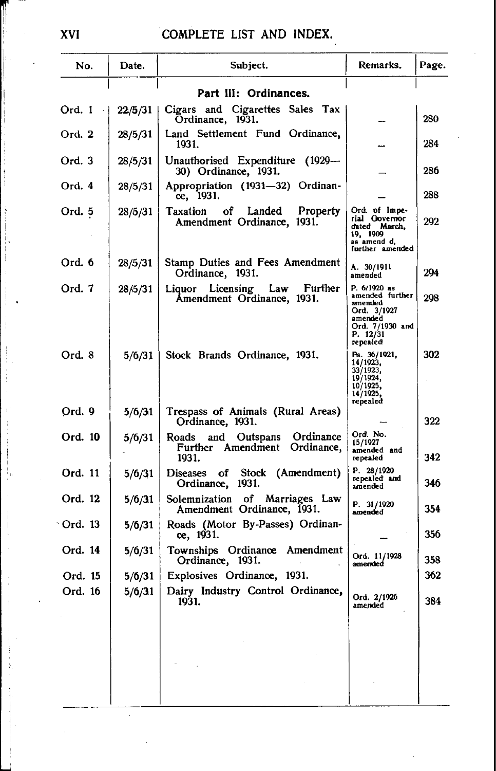# COMPLETE LIST AND INDEX.

| No. | Date. | Subject. | Remarks. | Page. |
|---|---|---|---|---|
| | | **Part III: Ordinances.** | | |
| Ord. 1 | 22/5/31 | Cigars and Cigarettes Sales Tax Ordinance, 1931. | — | 280 |
| Ord. 2 | 28/5/31 | Land Settlement Fund Ordinance, 1931. | — | 284 |
| Ord. 3 | 28/5/31 | Unauthorised Expenditure (1929—30) Ordinance, 1931. | — | 286 |
| Ord. 4 | 28/5/31 | Appropriation (1931—32) Ordinance, 1931. | — | 288 |
| Ord. 5 | 28/5/31 | Taxation of Landed Property Amendment Ordinance, 1931. | Ord. of Imperial Governor dated March, 19, 1909 as amend d, further amended | 292 |
| Ord. 6 | 28/5/31 | Stamp Duties and Fees Amendment Ordinance, 1931. | A. 30/1911 amended | 294 |
| Ord. 7 | 28/5/31 | Liquor Licensing Law Further Amendment Ordinance, 1931. | P. 6/1920 as amended further amended Ord. 3/1927 amended Ord. 7/1930 and P. 12/31 repealed | 298 |
| Ord. 8 | 5/6/31 | Stock Brands Ordinance, 1931. | Ps. 36/1921, 14/1923, 33/1923, 19/1924, 10/1925, 14/1925, repealed | 302 |
| Ord. 9 | 5/6/31 | Trespass of Animals (Rural Areas) Ordinance, 1931. | — | 322 |
| Ord. 10 | 5/6/31 | Roads and Outspans Ordinance Further Amendment Ordinance, 1931. | Ord. No. 15/1927 amended and repealed | 342 |
| Ord. 11 | 5/6/31 | Diseases of Stock (Amendment) Ordinance, 1931. | P. 28/1920 repealed and amended | 346 |
| Ord. 12 | 5/6/31 | Solemnization of Marriages Law Amendment Ordinance, 1931. | P. 31/1920 amended | 354 |
| Ord. 13 | 5/6/31 | Roads (Motor By-Passes) Ordinance, 1931. | — | 356 |
| Ord. 14 | 5/6/31 | Townships Ordinance Amendment Ordinance, 1931. | Ord. 11/1928 amended | 358 |
| Ord. 15 | 5/6/31 | Explosives Ordinance, 1931. | | 362 |
| Ord. 16 | 5/6/31 | Dairy Industry Control Ordinance, 1931. | Ord. 2/1926 amended | 384 |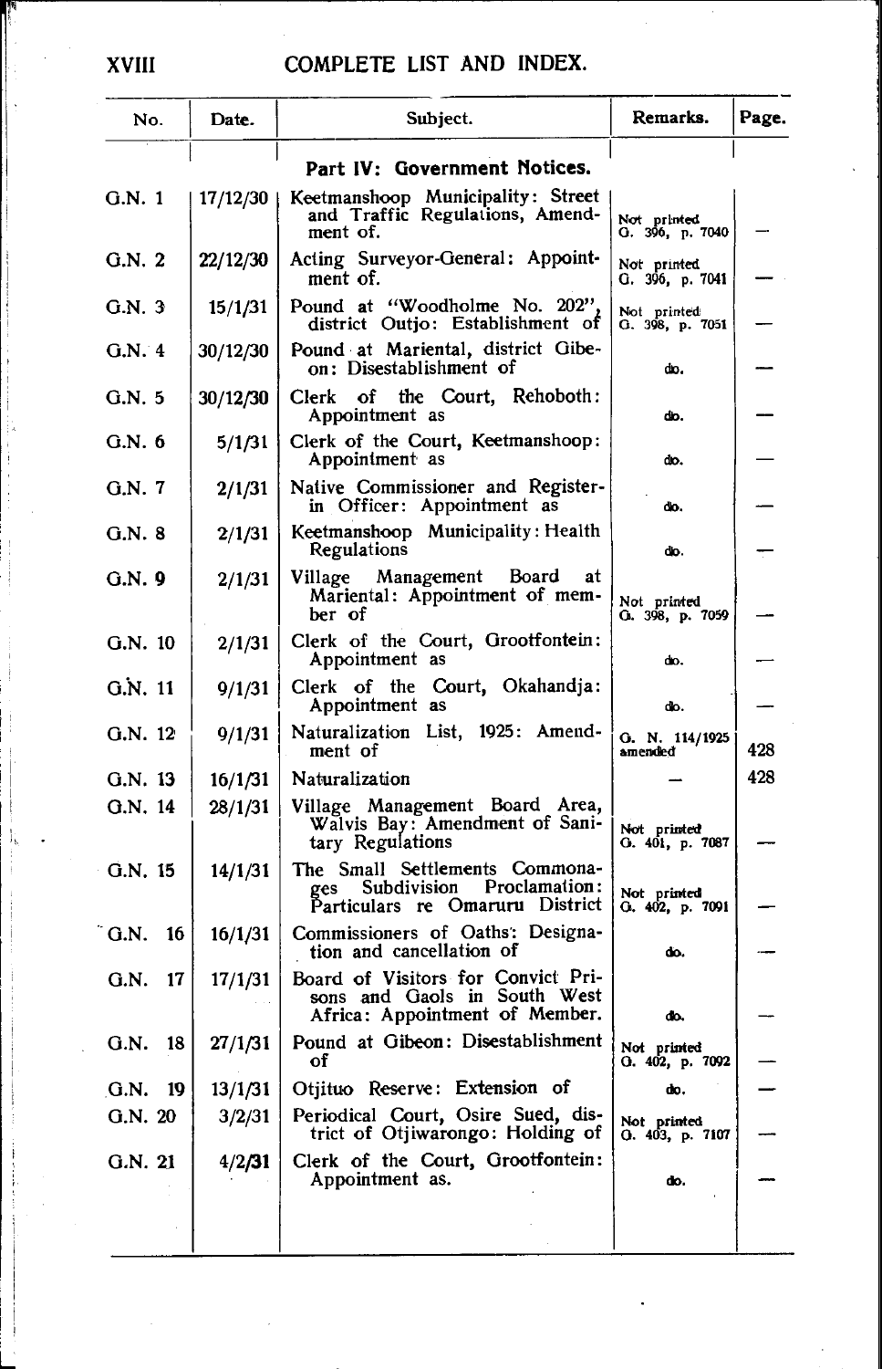# COMPLETE LIST AND INDEX.

| No. | Date. | Subject. | Remarks. | Page. |
|---|---|---|---|---|
| | | **Part IV: Government Notices.** | | |
| G.N. 1 | 17/12/30 | Keetmanshoop Municipality: Street and Traffic Regulations, Amendment of. | Not printed G. 396, p. 7040 | — |
| G.N. 2 | 22/12/30 | Acting Surveyor-General: Appointment of. | Not printed G. 396, p. 7041 | — |
| G.N. 3 | 15/1/31 | Pound at "Woodholme No. 202", district Outjo: Establishment of | Not printed G. 398, p. 7051 | — |
| G.N. 4 | 30/12/30 | Pound at Mariental, district Gibeon: Disestablishment of | do. | — |
| G.N. 5 | 30/12/30 | Clerk of the Court, Rehoboth: Appointment as | do. | — |
| G.N. 6 | 5/1/31 | Clerk of the Court, Keetmanshoop: Appointment as | do. | — |
| G.N. 7 | 2/1/31 | Native Commissioner and Register-in Officer: Appointment as | do. | — |
| G.N. 8 | 2/1/31 | Keetmanshoop Municipality: Health Regulations | do. | — |
| G.N. 9 | 2/1/31 | Village Management Board at Mariental: Appointment of member of | Not printed G. 398, p. 7059 | — |
| G.N. 10 | 2/1/31 | Clerk of the Court, Grootfontein: Appointment as | do. | — |
| G.N. 11 | 9/1/31 | Clerk of the Court, Okahandja: Appointment as | do. | — |
| G.N. 12 | 9/1/31 | Naturalization List, 1925: Amendment of | G. N. 114/1925 amended | 428 |
| G.N. 13 | 16/1/31 | Naturalization | — | 428 |
| G.N. 14 | 28/1/31 | Village Management Board Area, Walvis Bay: Amendment of Sanitary Regulations | Not printed G. 401, p. 7087 | — |
| G.N. 15 | 14/1/31 | The Small Settlements Commonages Subdivision Proclamation: Particulars re Omaruru District | Not printed G. 402, p. 7091 | — |
| G.N. 16 | 16/1/31 | Commissioners of Oaths: Designation and cancellation of | do. | — |
| G.N. 17 | 17/1/31 | Board of Visitors for Convict Prisons and Gaols in South West Africa: Appointment of Member. | do. | — |
| G.N. 18 | 27/1/31 | Pound at Gibeon: Disestablishment of | Not printed G. 402, p. 7092 | — |
| G.N. 19 | 13/1/31 | Otjituo Reserve: Extension of | do. | — |
| G.N. 20 | 3/2/31 | Periodical Court, Osire Sued, district of Otjiwarongo: Holding of | Not printed G. 403, p. 7107 | — |
| G.N. 21 | 4/2/31 | Clerk of the Court, Grootfontein: Appointment as. | do. | — |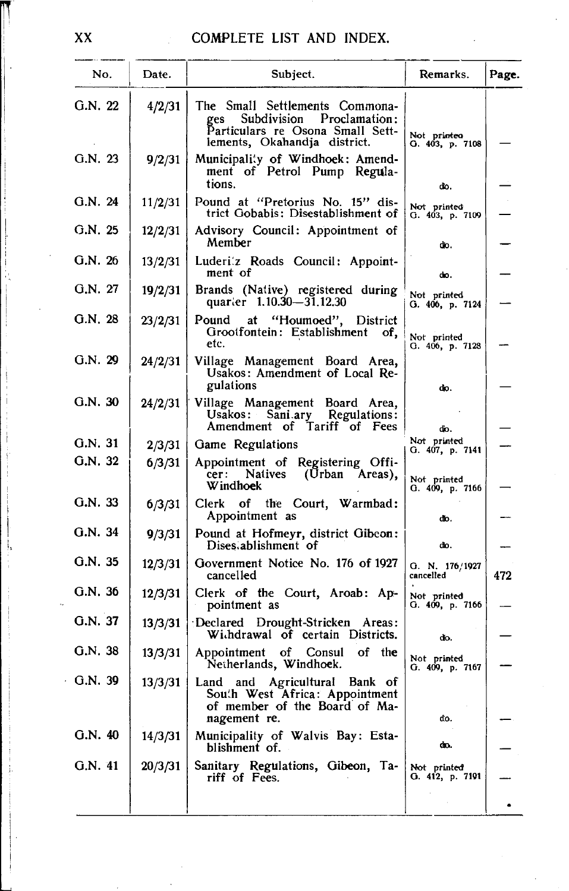## COMPLETE LIST AND INDEX.

| No. | Date. | Subject. | Remarks. | Page. |
|---|---|---|---|---|
| G.N. 22 | 4/2/31 | The Small Settlements Commonages Subdivision Proclamation: Particulars re Osona Small Settlements, Okahandja district. | Not printed G. 403, p. 7108 | — |
| G.N. 23 | 9/2/31 | Municipality of Windhoek: Amendment of Petrol Pump Regulations. | do. | — |
| G.N. 24 | 11/2/31 | Pound at "Pretorius No. 15" district Gobabis: Disestablishment of | Not printed G. 403, p. 7109 | — |
| G.N. 25 | 12/2/31 | Advisory Council: Appointment of Member | do. | — |
| G.N. 26 | 13/2/31 | Luderitz Roads Council: Appointment of | do. | — |
| G.N. 27 | 19/2/31 | Brands (Native) registered during quarter 1.10.30—31.12.30 | Not printed G. 406, p. 7124 | — |
| G.N. 28 | 23/2/31 | Pound at "Houmoed", District Grootfontein: Establishment of, etc. | Not printed G. 406, p. 7128 | — |
| G.N. 29 | 24/2/31 | Village Management Board Area, Usakos: Amendment of Local Regulations | do. | — |
| G.N. 30 | 24/2/31 | Village Management Board Area, Usakos: Sanitary Regulations: Amendment of Tariff of Fees | do. | — |
| G.N. 31 | 2/3/31 | Game Regulations | Not printed G. 407, p. 7141 | — |
| G.N. 32 | 6/3/31 | Appointment of Registering Officer: Natives (Urban Areas), Windhoek | Not printed G. 409, p. 7166 | — |
| G.N. 33 | 6/3/31 | Clerk of the Court, Warmbad: Appointment as | do. | — |
| G.N. 34 | 9/3/31 | Pound at Hofmeyr, district Gibeon: Disestablishment of | do. | — |
| G.N. 35 | 12/3/31 | Government Notice No. 176 of 1927 cancelled | G. N. 176/1927 cancelled | 472 |
| G.N. 36 | 12/3/31 | Clerk of the Court, Aroab: Appointment as | Not printed G. 409, p. 7166 | — |
| G.N. 37 | 13/3/31 | Declared Drought-Stricken Areas: Withdrawal of certain Districts. | do. | — |
| G.N. 38 | 13/3/31 | Appointment of Consul of the Netherlands, Windhoek. | Not printed G. 409, p. 7167 | — |
| G.N. 39 | 13/3/31 | Land and Agricultural Bank of South West Africa: Appointment of member of the Board of Management re. | do. | — |
| G.N. 40 | 14/3/31 | Municipality of Walvis Bay: Establishment of. | do. | — |
| G.N. 41 | 20/3/31 | Sanitary Regulations, Gibeon, Tariff of Fees. | Not printed G. 412, p. 7191 | — |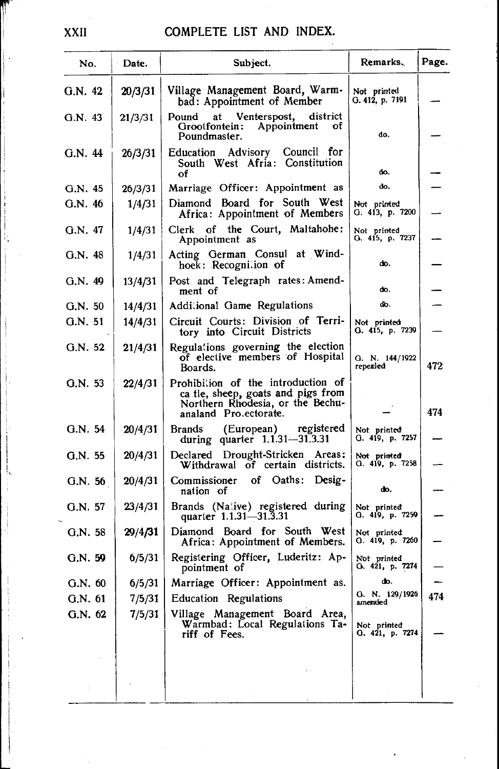## COMPLETE LIST AND INDEX.

| No. | Date. | Subject. | Remarks. | Page. |
|---|---|---|---|---|
| G.N. 42 | 20/3/31 | Village Management Board, Warmbad: Appointment of Member | Not printed G. 412, p. 7191 | — |
| G.N. 43 | 21/3/31 | Pound at Ventersposl, district Grootfontein: Appointment of Poundmaster. | do. | — |
| G.N. 44 | 26/3/31 | Education Advisory Council for South West Afria: Constitution of | do. | — |
| G.N. 45 | 26/3/31 | Marriage Officer: Appointment as | do. | — |
| G.N. 46 | 1/4/31 | Diamond Board for South West Africa: Appointment of Members | Not printed G. 413, p. 7200 | — |
| G.N. 47 | 1/4/31 | Clerk of the Court, Maltahohe: Appointment as | Not printed G. 415, p. 7237 | — |
| G.N. 48 | 1/4/31 | Acting German Consul at Windhoek: Recognition of | do. | — |
| G.N. 49 | 13/4/31 | Post and Telegraph rates: Amendment of | do. | — |
| G.N. 50 | 14/4/31 | Additional Game Regulations | do. | — |
| G.N. 51 | 14/4/31 | Circuit Courts: Division of Territory into Circuit Districts | Not printed G. 415, p. 7239 | — |
| G.N. 52 | 21/4/31 | Regulations governing the election of elective members of Hospital Boards. | G. N. 144/1922 repealed | 472 |
| G.N. 53 | 22/4/31 | Prohibition of the introduction of cattle, sheep, goats and pigs from Northern Rhodesia, or the Bechuanaland Protectorate. | — | 474 |
| G.N. 54 | 20/4/31 | Brands (European) registered during quarter 1.1.31—31.3.31 | Not printed G. 419, p. 7257 | — |
| G.N. 55 | 20/4/31 | Declared Drought-Stricken Areas: Withdrawal of certain districts. | Not printed G. 419, p. 7258 | — |
| G.N. 56 | 20/4/31 | Commissioner of Oaths: Designation of | do. | — |
| G.N. 57 | 23/4/31 | Brands (Native) registered during quarter 1.1.31—31.3.31 | Not printed G. 419, p. 7259 | — |
| G.N. 58 | 29/4/31 | Diamond Board for South West Africa: Appointment of Members. | Not printed G. 419, p. 7260 | — |
| G.N. 59 | 6/5/31 | Registering Officer, Luderitz: Appointment of | Not printed G. 421, p. 7274 | — |
| G.N. 60 | 6/5/31 | Marriage Officer: Appointment as. | do. | — |
| G.N. 61 | 7/5/31 | Education Regulations | G. N. 129/1926 amended | 474 |
| G.N. 62 | 7/5/31 | Village Management Board Area, Warmbad: Local Regulations Tariff of Fees. | Not printed G. 421, p. 7274 | — |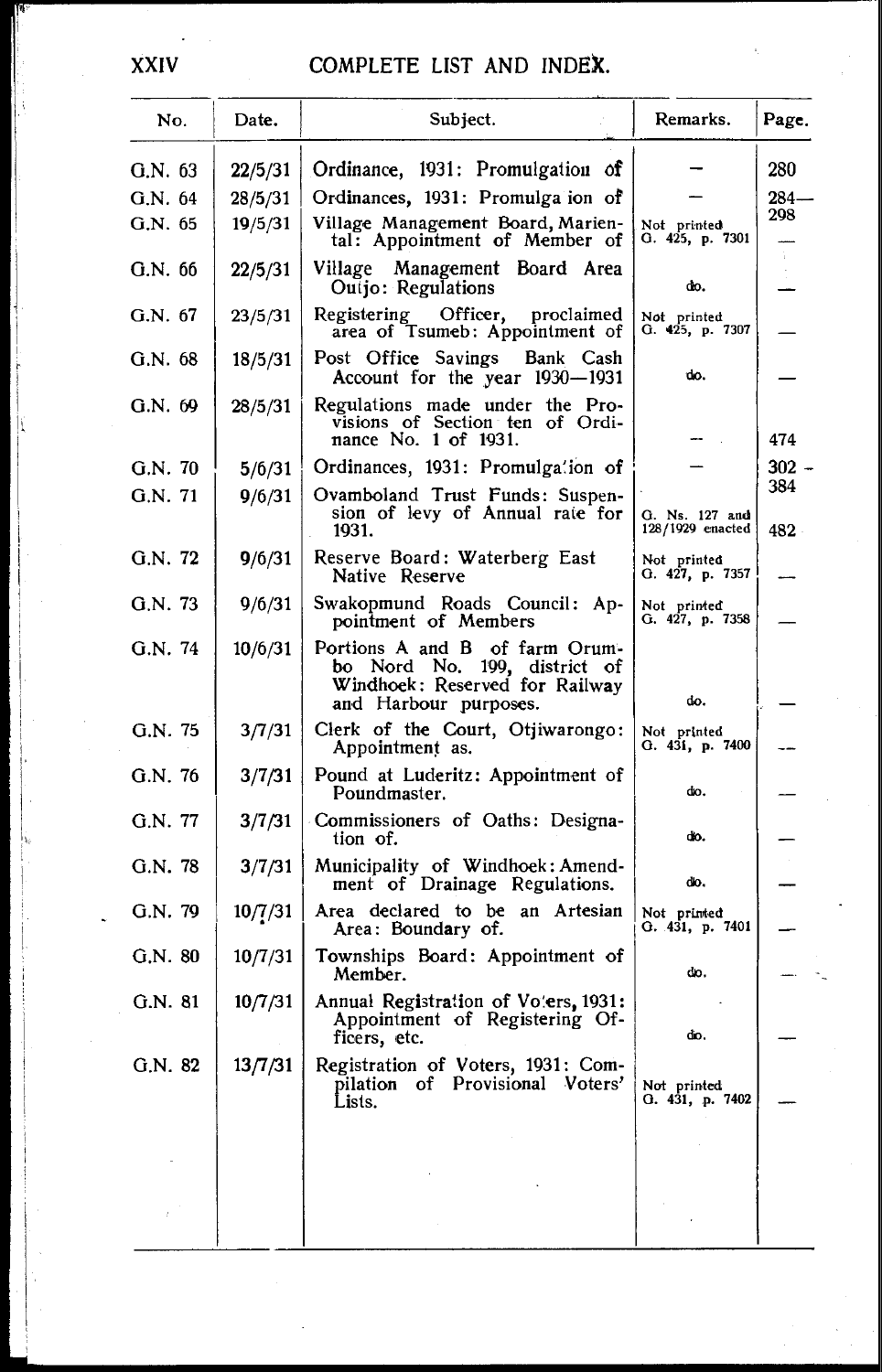# COMPLETE LIST AND INDEX.

| No. | Date. | Subject. | Remarks. | Page. |
|---|---|---|---|---|
| G.N. 63 | 22/5/31 | Ordinance, 1931: Promulgation of | — | 280 |
| G.N. 64 | 28/5/31 | Ordinances, 1931: Promulgation of | — | 284—298 |
| G.N. 65 | 19/5/31 | Village Management Board, Mariental: Appointment of Member of | Not printed G. 425, p. 7301 | — |
| G.N. 66 | 22/5/31 | Village Management Board Area Outjo: Regulations | do. | — |
| G.N. 67 | 23/5/31 | Registering Officer, proclaimed area of Tsumeb: Appointment of | Not printed G. 425, p. 7307 | — |
| G.N. 68 | 18/5/31 | Post Office Savings Bank Cash Account for the year 1930—1931 | do. | — |
| G.N. 69 | 28/5/31 | Regulations made under the Provisions of Section ten of Ordinance No. 1 of 1931. | — | 474 |
| G.N. 70 | 5/6/31 | Ordinances, 1931: Promulgation of | — | 302 - 384 |
| G.N. 71 | 9/6/31 | Ovamboland Trust Funds: Suspension of levy of Annual rate for 1931. | G. Ns. 127 and 128/1929 enacted | 482 |
| G.N. 72 | 9/6/31 | Reserve Board: Waterberg East Native Reserve | Not printed G. 427, p. 7357 | — |
| G.N. 73 | 9/6/31 | Swakopmund Roads Council: Appointment of Members | Not printed G. 427, p. 7358 | — |
| G.N. 74 | 10/6/31 | Portions A and B of farm Orumbo Nord No. 199, district of Windhoek: Reserved for Railway and Harbour purposes. | do. | — |
| G.N. 75 | 3/7/31 | Clerk of the Court, Otjiwarongo: Appointment as. | Not printed G. 431, p. 7400 | — |
| G.N. 76 | 3/7/31 | Pound at Luderitz: Appointment of Poundmaster. | do. | — |
| G.N. 77 | 3/7/31 | Commissioners of Oaths: Designation of. | do. | — |
| G.N. 78 | 3/7/31 | Municipality of Windhoek: Amendment of Drainage Regulations. | do. | — |
| G.N. 79 | 10/7/31 | Area declared to be an Artesian Area: Boundary of. | Not printed G. 431, p. 7401 | — |
| G.N. 80 | 10/7/31 | Townships Board: Appointment of Member. | do. | — |
| G.N. 81 | 10/7/31 | Annual Registration of Voters, 1931: Appointment of Registering Officers, etc. | do. | — |
| G.N. 82 | 13/7/31 | Registration of Voters, 1931: Compilation of Provisional Voters' Lists. | Not printed G. 431, p. 7402 | — |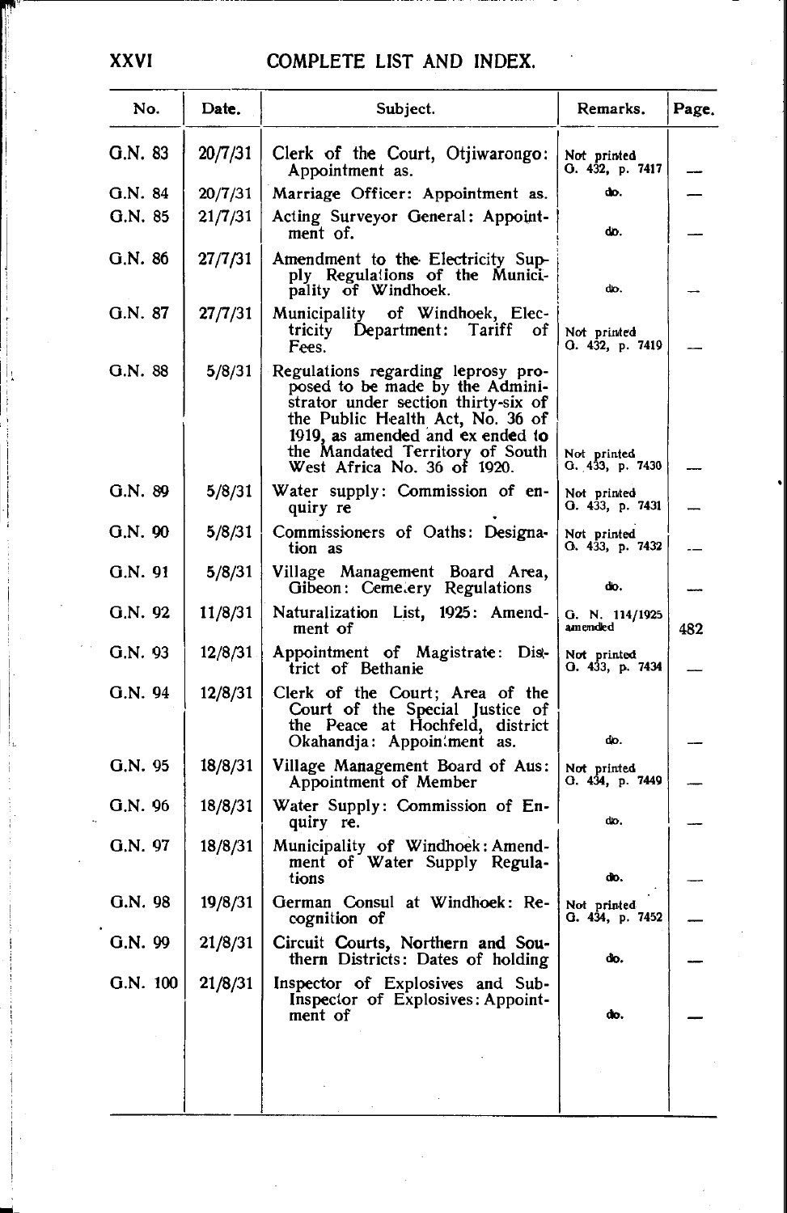## COMPLETE LIST AND INDEX.

| No. | Date. | Subject. | Remarks. | Page. |
|---|---|---|---|---|
| G.N. 83 | 20/7/31 | Clerk of the Court, Otjiwarongo: Appointment as. | Not printed G. 432, p. 7417 | — |
| G.N. 84 | 20/7/31 | Marriage Officer: Appointment as. | do. | — |
| G.N. 85 | 21/7/31 | Acting Surveyor General: Appointment of. | do. | — |
| G.N. 86 | 27/7/31 | Amendment to the Electricity Supply Regulations of the Municipality of Windhoek. | do. | — |
| G.N. 87 | 27/7/31 | Municipality of Windhoek, Electricity Department: Tariff of Fees. | Not printed G. 432, p. 7419 | — |
| G.N. 88 | 5/8/31 | Regulations regarding leprosy proposed to be made by the Administrator under section thirty-six of the Public Health Act, No. 36 of 1919, as amended and extended to the Mandated Territory of South West Africa No. 36 of 1920. | Not printed G. 433, p. 7430 | — |
| G.N. 89 | 5/8/31 | Water supply: Commission of enquiry re | Not printed G. 433, p. 7431 | — |
| G.N. 90 | 5/8/31 | Commissioners of Oaths: Designation as | Not printed G. 433, p. 7432 | — |
| G.N. 91 | 5/8/31 | Village Management Board Area, Gibeon: Cemetery Regulations | do. | — |
| G.N. 92 | 11/8/31 | Naturalization List, 1925: Amendment of | G. N. 114/1925 amended | 482 |
| G.N. 93 | 12/8/31 | Appointment of Magistrate: District of Bethanie | Not printed G. 433, p. 7434 | — |
| G.N. 94 | 12/8/31 | Clerk of the Court; Area of the Court of the Special Justice of the Peace at Hochfeld, district Okahandja: Appointment as. | do. | — |
| G.N. 95 | 18/8/31 | Village Management Board of Aus: Appointment of Member | Not printed G. 434, p. 7449 | — |
| G.N. 96 | 18/8/31 | Water Supply: Commission of Enquiry re. | do. | — |
| G.N. 97 | 18/8/31 | Municipality of Windhoek: Amendment of Water Supply Regulations | do. | — |
| G.N. 98 | 19/8/31 | German Consul at Windhoek: Recognition of | Not printed G. 434, p. 7452 | — |
| G.N. 99 | 21/8/31 | Circuit Courts, Northern and Southern Districts: Dates of holding | do. | — |
| G.N. 100 | 21/8/31 | Inspector of Explosives and Sub-Inspector of Explosives: Appointment of | do. | — |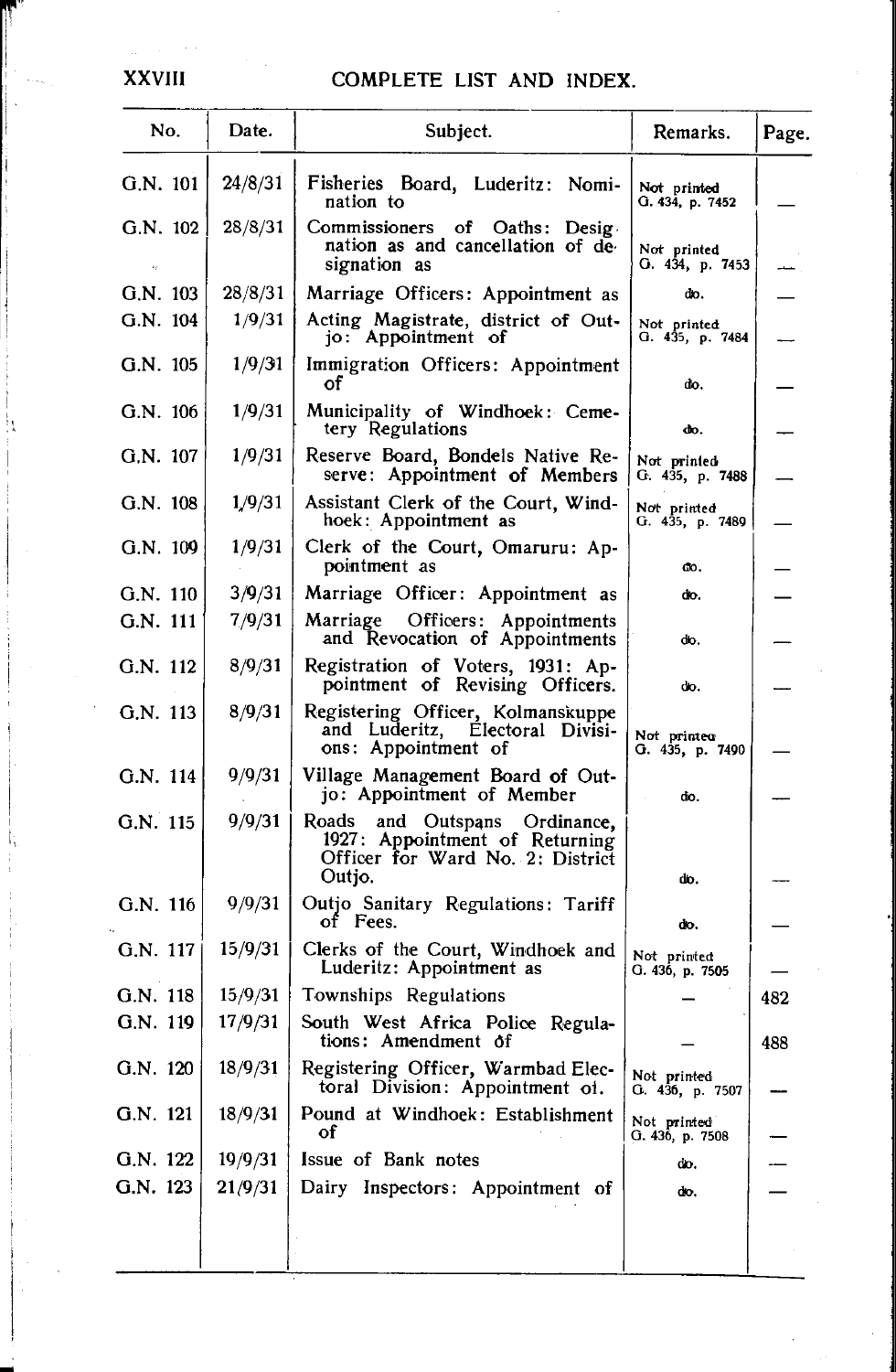## COMPLETE LIST AND INDEX.

| No. | Date. | Subject. | Remarks. | Page. |
|---|---|---|---|---|
| G.N. 101 | 24/8/31 | Fisheries Board, Luderitz: Nomination to | Not printed G. 434, p. 7452 | — |
| G.N. 102 | 28/8/31 | Commissioners of Oaths: Designation as and cancellation of designation as | Not printed G. 434, p. 7453 | — |
| G.N. 103 | 28/8/31 | Marriage Officers: Appointment as | do. | — |
| G.N. 104 | 1/9/31 | Acting Magistrate, district of Outjo: Appointment of | Not printed G. 435, p. 7484 | — |
| G.N. 105 | 1/9/31 | Immigration Officers: Appointment of | do. | — |
| G.N. 106 | 1/9/31 | Municipality of Windhoek: Cemetery Regulations | do. | — |
| G.N. 107 | 1/9/31 | Reserve Board, Bondels Native Reserve: Appointment of Members | Not printed G. 435, p. 7488 | — |
| G.N. 108 | 1/9/31 | Assistant Clerk of the Court, Windhoek: Appointment as | Not printed G. 435, p. 7489 | — |
| G.N. 109 | 1/9/31 | Clerk of the Court, Omaruru: Appointment as | do. | — |
| G.N. 110 | 3/9/31 | Marriage Officer: Appointment as | do. | — |
| G.N. 111 | 7/9/31 | Marriage Officers: Appointments and Revocation of Appointments | do. | — |
| G.N. 112 | 8/9/31 | Registration of Voters, 1931: Appointment of Revising Officers. | do. | — |
| G.N. 113 | 8/9/31 | Registering Officer, Kolmanskuppe and Luderitz, Electoral Divisions: Appointment of | Not printed G. 435, p. 7490 | — |
| G.N. 114 | 9/9/31 | Village Management Board of Outjo: Appointment of Member | do. | — |
| G.N. 115 | 9/9/31 | Roads and Outspans Ordinance, 1927: Appointment of Returning Officer for Ward No. 2: District Outjo. | do. | — |
| G.N. 116 | 9/9/31 | Outjo Sanitary Regulations: Tariff of Fees. | do. | — |
| G.N. 117 | 15/9/31 | Clerks of the Court, Windhoek and Luderitz: Appointment as | Not printed G. 436, p. 7505 | — |
| G.N. 118 | 15/9/31 | Townships Regulations | — | 482 |
| G.N. 119 | 17/9/31 | South West Africa Police Regulations: Amendment of | — | 488 |
| G.N. 120 | 18/9/31 | Registering Officer, Warmbad Electoral Division: Appointment of. | Not printed G. 436, p. 7507 | — |
| G.N. 121 | 18/9/31 | Pound at Windhoek: Establishment of | Not printed G. 436, p. 7508 | — |
| G.N. 122 | 19/9/31 | Issue of Bank notes | do. | — |
| G.N. 123 | 21/9/31 | Dairy Inspectors: Appointment of | do. | — |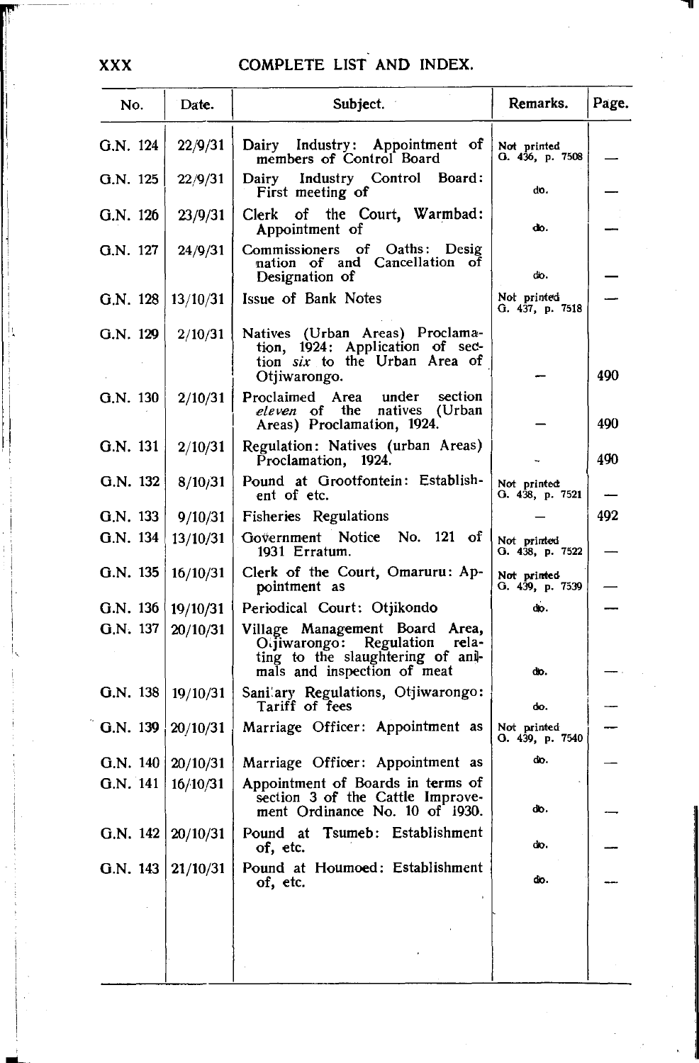# COMPLETE LIST AND INDEX.

| No. | Date. | Subject. | Remarks. | Page. |
|---|---|---|---|---|
| G.N. 124 | 22/9/31 | Dairy Industry: Appointment of members of Control Board | Not printed G. 436, p. 7508 | — |
| G.N. 125 | 22/9/31 | Dairy Industry Control Board: First meeting of | do. | — |
| G.N. 126 | 23/9/31 | Clerk of the Court, Warmbad: Appointment of | do. | — |
| G.N. 127 | 24/9/31 | Commissioners of Oaths: Designation of and Cancellation of Designation of | do. | — |
| G.N. 128 | 13/10/31 | Issue of Bank Notes | Not printed G. 437, p. 7518 | — |
| G.N. 129 | 2/10/31 | Natives (Urban Areas) Proclamation, 1924: Application of section *six* to the Urban Area of Otjiwarongo. | — | 490 |
| G.N. 130 | 2/10/31 | Proclaimed Area under section *eleven* of the natives (Urban Areas) Proclamation, 1924. | — | 490 |
| G.N. 131 | 2/10/31 | Regulation: Natives (urban Areas) Proclamation, 1924. | — | 490 |
| G.N. 132 | 8/10/31 | Pound at Grootfontein: Establishent of etc. | Not printed G. 438, p. 7521 | — |
| G.N. 133 | 9/10/31 | Fisheries Regulations | — | 492 |
| G.N. 134 | 13/10/31 | Government Notice No. 121 of 1931 Erratum. | Not printed G. 438, p. 7522 | — |
| G.N. 135 | 16/10/31 | Clerk of the Court, Omaruru: Appointment as | Not printed G. 439, p. 7539 | — |
| G.N. 136 | 19/10/31 | Periodical Court: Otjikondo | do. | — |
| G.N. 137 | 20/10/31 | Village Management Board Area, Otjiwarongo: Regulation relating to the slaughtering of animals and inspection of meat | do. | — |
| G.N. 138 | 19/10/31 | Sanitary Regulations, Otjiwarongo: Tariff of fees | do. | — |
| G.N. 139 | 20/10/31 | Marriage Officer: Appointment as | Not printed G. 439, p. 7540 | — |
| G.N. 140 | 20/10/31 | Marriage Officer: Appointment as | do. | — |
| G.N. 141 | 16/10/31 | Appointment of Boards in terms of section 3 of the Cattle Improvement Ordinance No. 10 of 1930. | do. | — |
| G.N. 142 | 20/10/31 | Pound at Tsumeb: Establishment of, etc. | do. | — |
| G.N. 143 | 21/10/31 | Pound at Houmoed: Establishment of, etc. | do. | — |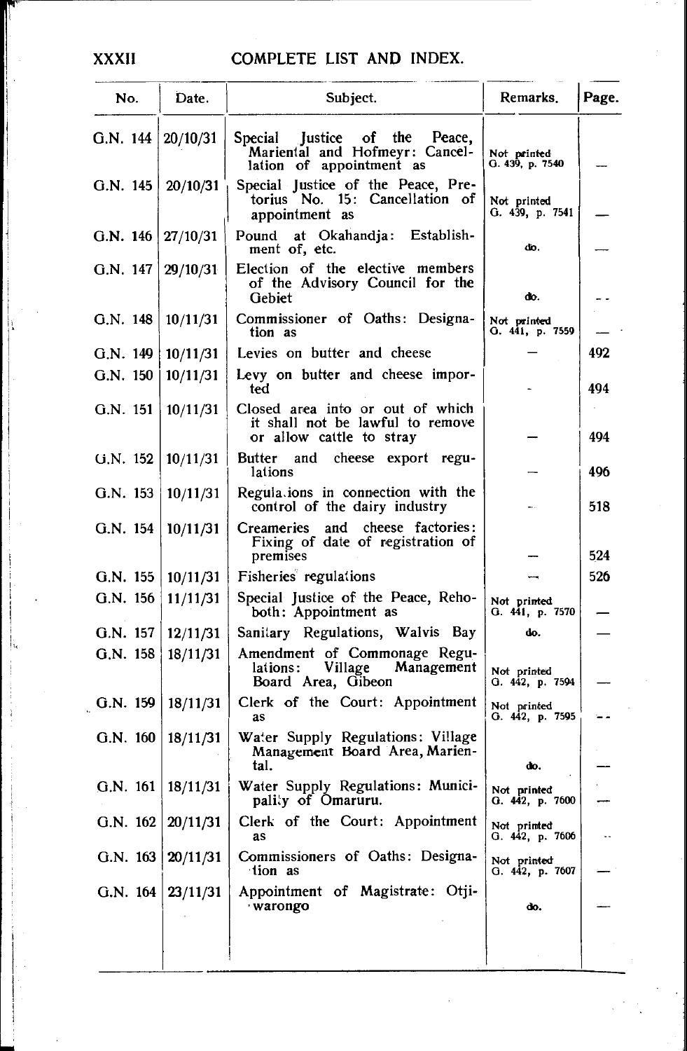## COMPLETE LIST AND INDEX.

| No. | Date. | Subject. | Remarks. | Page. |
|---|---|---|---|---|
| G.N. 144 | 20/10/31 | Special Justice of the Peace, Mariental and Hofmeyr: Cancellation of appointment as | Not printed G. 439, p. 7540 | — |
| G.N. 145 | 20/10/31 | Special Justice of the Peace, Pretorius No. 15: Cancellation of appointment as | Not printed G. 439, p. 7541 | — |
| G.N. 146 | 27/10/31 | Pound at Okahandja: Establishment of, etc. | do. | — |
| G.N. 147 | 29/10/31 | Election of the elective members of the Advisory Council for the Gebiet | do. | — |
| G.N. 148 | 10/11/31 | Commissioner of Oaths: Designation as | Not printed G. 441, p. 7559 | — |
| G.N. 149 | 10/11/31 | Levies on butter and cheese | — | 492 |
| G.N. 150 | 10/11/31 | Levy on butter and cheese imported | — | 494 |
| G.N. 151 | 10/11/31 | Closed area into or out of which it shall not be lawful to remove or allow cattle to stray | — | 494 |
| G.N. 152 | 10/11/31 | Butter and cheese export regulations | — | 496 |
| G.N. 153 | 10/11/31 | Regulations in connection with the control of the dairy industry | — | 518 |
| G.N. 154 | 10/11/31 | Creameries and cheese factories: Fixing of date of registration of premises | — | 524 |
| G.N. 155 | 10/11/31 | Fisheries regulations | — | 526 |
| G.N. 156 | 11/11/31 | Special Justice of the Peace, Rehoboth: Appointment as | Not printed G. 441, p. 7570 | — |
| G.N. 157 | 12/11/31 | Sanitary Regulations, Walvis Bay | do. | — |
| G.N. 158 | 18/11/31 | Amendment of Commonage Regulations: Village Management Board Area, Gibeon | Not printed G. 442, p. 7594 | — |
| G.N. 159 | 18/11/31 | Clerk of the Court: Appointment as | Not printed G. 442, p. 7595 | — |
| G.N. 160 | 18/11/31 | Water Supply Regulations: Village Management Board Area, Mariental. | do. | — |
| G.N. 161 | 18/11/31 | Water Supply Regulations: Municipality of Omaruru. | Not printed G. 442, p. 7600 | — |
| G.N. 162 | 20/11/31 | Clerk of the Court: Appointment as | Not printed G. 442, p. 7606 | — |
| G.N. 163 | 20/11/31 | Commissioners of Oaths: Designation as | Not printed G. 442, p. 7607 | — |
| G.N. 164 | 23/11/31 | Appointment of Magistrate: Otjiwarongo | do. | — |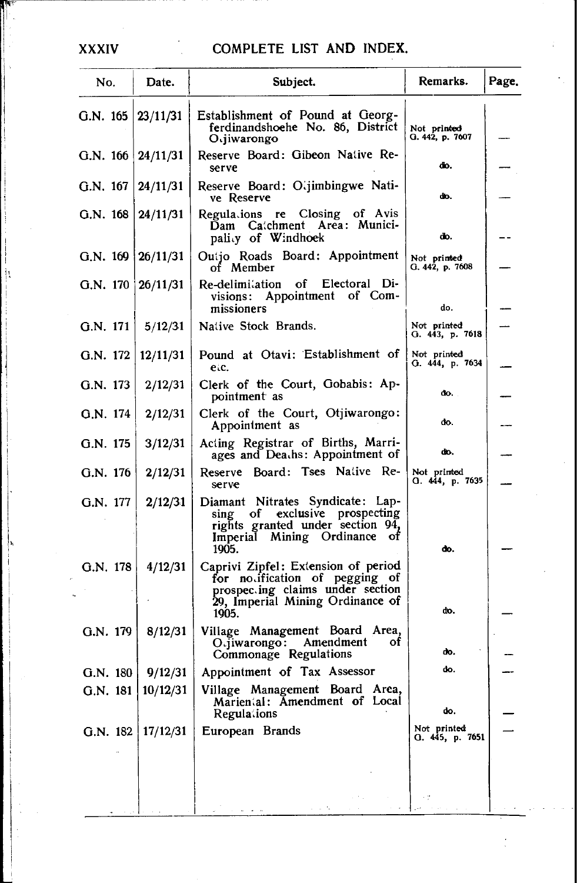| No. | Date. | Subject. | Remarks. | Page. |
|---|---|---|---|---|
| G.N. 165 | 23/11/31 | Establishment of Pound at Georgferdinandshoehe No. 86, District Otjiwarongo | Not printed G. 442, p. 7607 | — |
| G.N. 166 | 24/11/31 | Reserve Board: Gibeon Native Reserve | do. | — |
| G.N. 167 | 24/11/31 | Reserve Board: Otjimbingwe Native Reserve | do. | — |
| G.N. 168 | 24/11/31 | Regulations re Closing of Avis Dam Catchment Area: Municipality of Windhoek | do. | -- |
| G.N. 169 | 26/11/31 | Outjo Roads Board: Appointment of Member | Not printed G. 442, p. 7608 | — |
| G.N. 170 | 26/11/31 | Re-delimitation of Electoral Divisions: Appointment of Commissioners | do. | — |
| G.N. 171 | 5/12/31 | Native Stock Brands. | Not printed G. 443, p. 7618 | — |
| G.N. 172 | 12/11/31 | Pound at Otavi: Establishment of etc. | Not printed G. 444, p. 7634 | — |
| G.N. 173 | 2/12/31 | Clerk of the Court, Gobabis: Appointment as | do. | — |
| G.N. 174 | 2/12/31 | Clerk of the Court, Otjiwarongo: Appointment as | do. | — |
| G.N. 175 | 3/12/31 | Acting Registrar of Births, Marriages and Deaths: Appointment of | do. | — |
| G.N. 176 | 2/12/31 | Reserve Board: Tses Native Reserve | Not printed G. 444, p. 7635 | — |
| G.N. 177 | 2/12/31 | Diamant Nitrates Syndicate: Lapsing of exclusive prospecting rights granted under section 94, Imperial Mining Ordinance of 1905. | do. | — |
| G.N. 178 | 4/12/31 | Caprivi Zipfel: Extension of period for notification of pegging of prospecting claims under section 29, Imperial Mining Ordinance of 1905. | do. | — |
| G.N. 179 | 8/12/31 | Village Management Board Area, Otjiwarongo: Amendment of Commonage Regulations | do. | — |
| G.N. 180 | 9/12/31 | Appointment of Tax Assessor | do. | — |
| G.N. 181 | 10/12/31 | Village Management Board Area, Mariental: Amendment of Local Regulations | do. | — |
| G.N. 182 | 17/12/31 | European Brands | Not printed G. 445, p. 7651 | — |